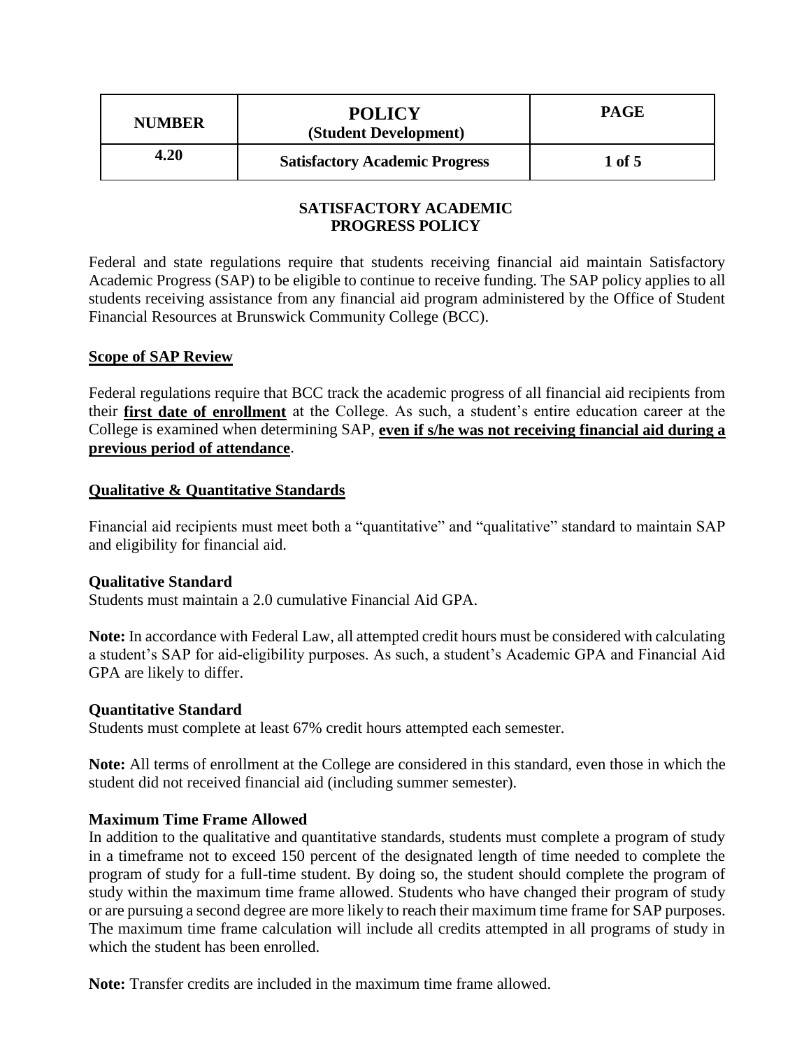| NUMBER | POLICY (Student Development) | PAGE |
|---|---|---|
| 4.20 | Satisfactory Academic Progress | 1 of 5 |

# SATISFACTORY ACADEMIC PROGRESS POLICY

Federal and state regulations require that students receiving financial aid maintain Satisfactory Academic Progress (SAP) to be eligible to continue to receive funding. The SAP policy applies to all students receiving assistance from any financial aid program administered by the Office of Student Financial Resources at Brunswick Community College (BCC).

## Scope of SAP Review

Federal regulations require that BCC track the academic progress of all financial aid recipients from their **first date of enrollment** at the College. As such, a student's entire education career at the College is examined when determining SAP, **even if s/he was not receiving financial aid during a previous period of attendance**.

## Qualitative & Quantitative Standards

Financial aid recipients must meet both a "quantitative" and "qualitative" standard to maintain SAP and eligibility for financial aid.

### Qualitative Standard

Students must maintain a 2.0 cumulative Financial Aid GPA.

**Note:** In accordance with Federal Law, all attempted credit hours must be considered with calculating a student's SAP for aid-eligibility purposes. As such, a student's Academic GPA and Financial Aid GPA are likely to differ.

### Quantitative Standard

Students must complete at least 67% credit hours attempted each semester.

**Note:** All terms of enrollment at the College are considered in this standard, even those in which the student did not received financial aid (including summer semester).

### Maximum Time Frame Allowed

In addition to the qualitative and quantitative standards, students must complete a program of study in a timeframe not to exceed 150 percent of the designated length of time needed to complete the program of study for a full-time student. By doing so, the student should complete the program of study within the maximum time frame allowed. Students who have changed their program of study or are pursuing a second degree are more likely to reach their maximum time frame for SAP purposes. The maximum time frame calculation will include all credits attempted in all programs of study in which the student has been enrolled.

**Note:** Transfer credits are included in the maximum time frame allowed.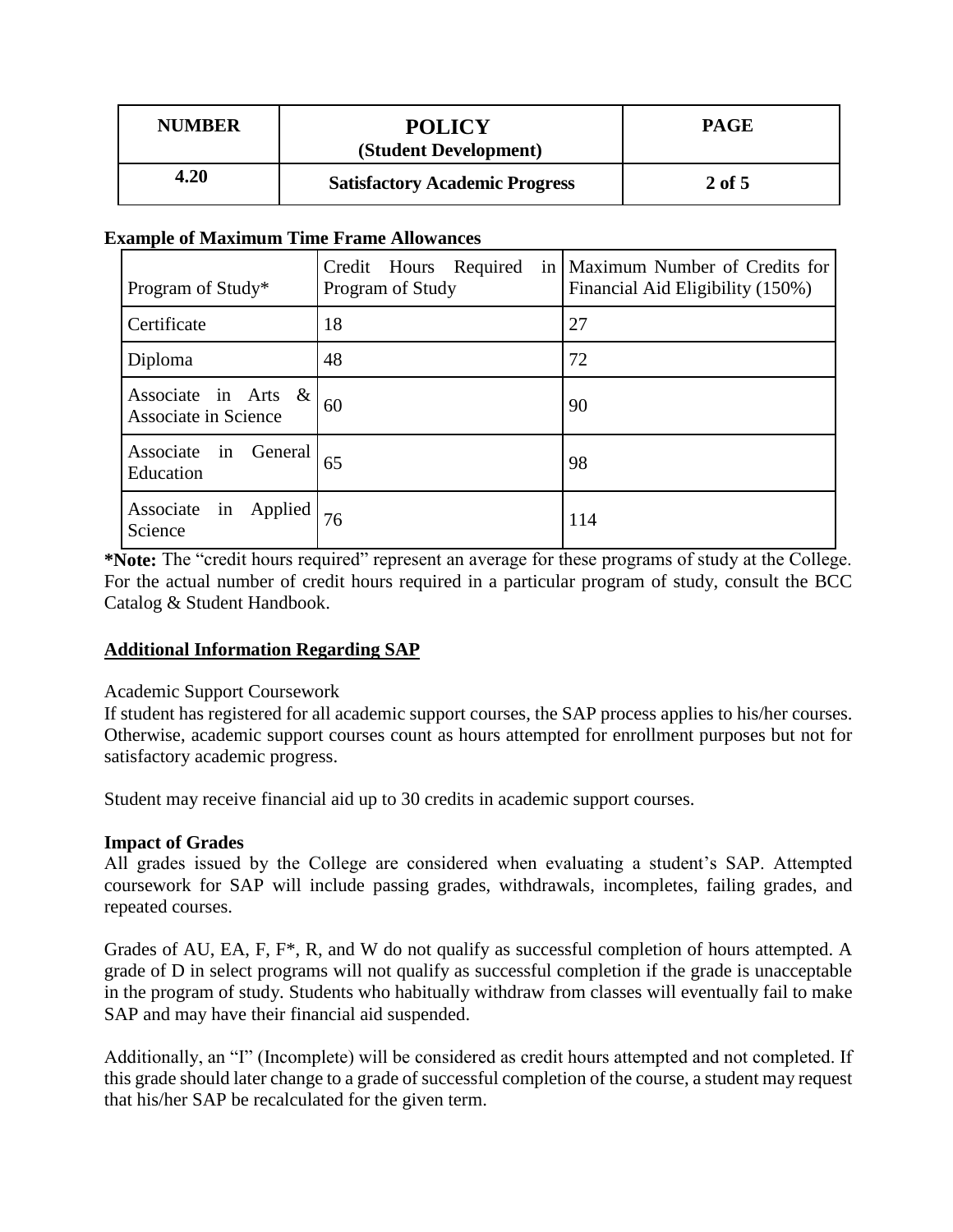**Example of Maximum Time Frame Allowances**

| Program of Study* | Credit Hours Required in Program of Study | Maximum Number of Credits for Financial Aid Eligibility (150%) |
|---|---|---|
| Certificate | 18 | 27 |
| Diploma | 48 | 72 |
| Associate in Arts & Associate in Science | 60 | 90 |
| Associate in General Education | 65 | 98 |
| Associate in Applied Science | 76 | 114 |

***Note:** The "credit hours required" represent an average for these programs of study at the College. For the actual number of credit hours required in a particular program of study, consult the BCC Catalog & Student Handbook.

## Additional Information Regarding SAP

Academic Support Coursework
If student has registered for all academic support courses, the SAP process applies to his/her courses. Otherwise, academic support courses count as hours attempted for enrollment purposes but not for satisfactory academic progress.

Student may receive financial aid up to 30 credits in academic support courses.

**Impact of Grades**
All grades issued by the College are considered when evaluating a student's SAP. Attempted coursework for SAP will include passing grades, withdrawals, incompletes, failing grades, and repeated courses.

Grades of AU, EA, F, F*, R, and W do not qualify as successful completion of hours attempted. A grade of D in select programs will not qualify as successful completion if the grade is unacceptable in the program of study. Students who habitually withdraw from classes will eventually fail to make SAP and may have their financial aid suspended.

Additionally, an "I" (Incomplete) will be considered as credit hours attempted and not completed. If this grade should later change to a grade of successful completion of the course, a student may request that his/her SAP be recalculated for the given term.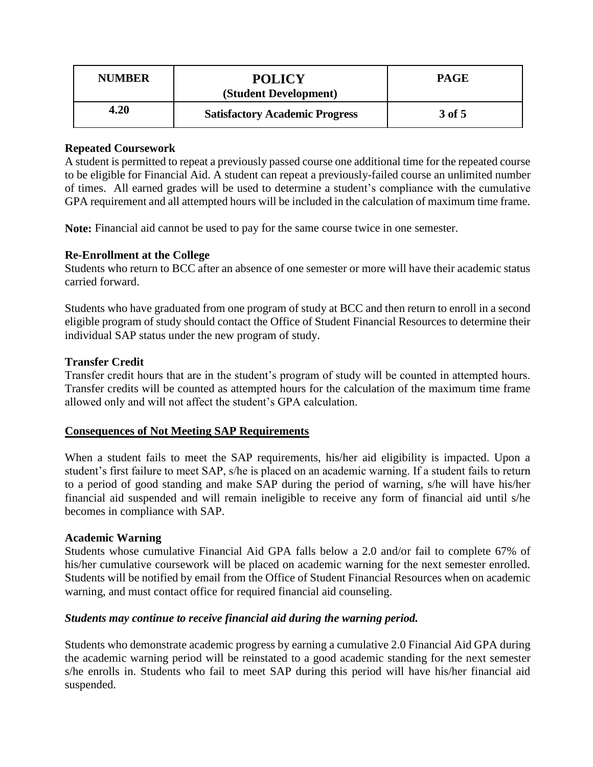**Repeated Coursework**

A student is permitted to repeat a previously passed course one additional time for the repeated course to be eligible for Financial Aid. A student can repeat a previously-failed course an unlimited number of times. All earned grades will be used to determine a student's compliance with the cumulative GPA requirement and all attempted hours will be included in the calculation of maximum time frame.

**Note:** Financial aid cannot be used to pay for the same course twice in one semester.

**Re-Enrollment at the College**

Students who return to BCC after an absence of one semester or more will have their academic status carried forward.

Students who have graduated from one program of study at BCC and then return to enroll in a second eligible program of study should contact the Office of Student Financial Resources to determine their individual SAP status under the new program of study.

**Transfer Credit**

Transfer credit hours that are in the student's program of study will be counted in attempted hours. Transfer credits will be counted as attempted hours for the calculation of the maximum time frame allowed only and will not affect the student's GPA calculation.

## Consequences of Not Meeting SAP Requirements

When a student fails to meet the SAP requirements, his/her aid eligibility is impacted. Upon a student's first failure to meet SAP, s/he is placed on an academic warning. If a student fails to return to a period of good standing and make SAP during the period of warning, s/he will have his/her financial aid suspended and will remain ineligible to receive any form of financial aid until s/he becomes in compliance with SAP.

**Academic Warning**

Students whose cumulative Financial Aid GPA falls below a 2.0 and/or fail to complete 67% of his/her cumulative coursework will be placed on academic warning for the next semester enrolled. Students will be notified by email from the Office of Student Financial Resources when on academic warning, and must contact office for required financial aid counseling.

***Students may continue to receive financial aid during the warning period.***

Students who demonstrate academic progress by earning a cumulative 2.0 Financial Aid GPA during the academic warning period will be reinstated to a good academic standing for the next semester s/he enrolls in. Students who fail to meet SAP during this period will have his/her financial aid suspended.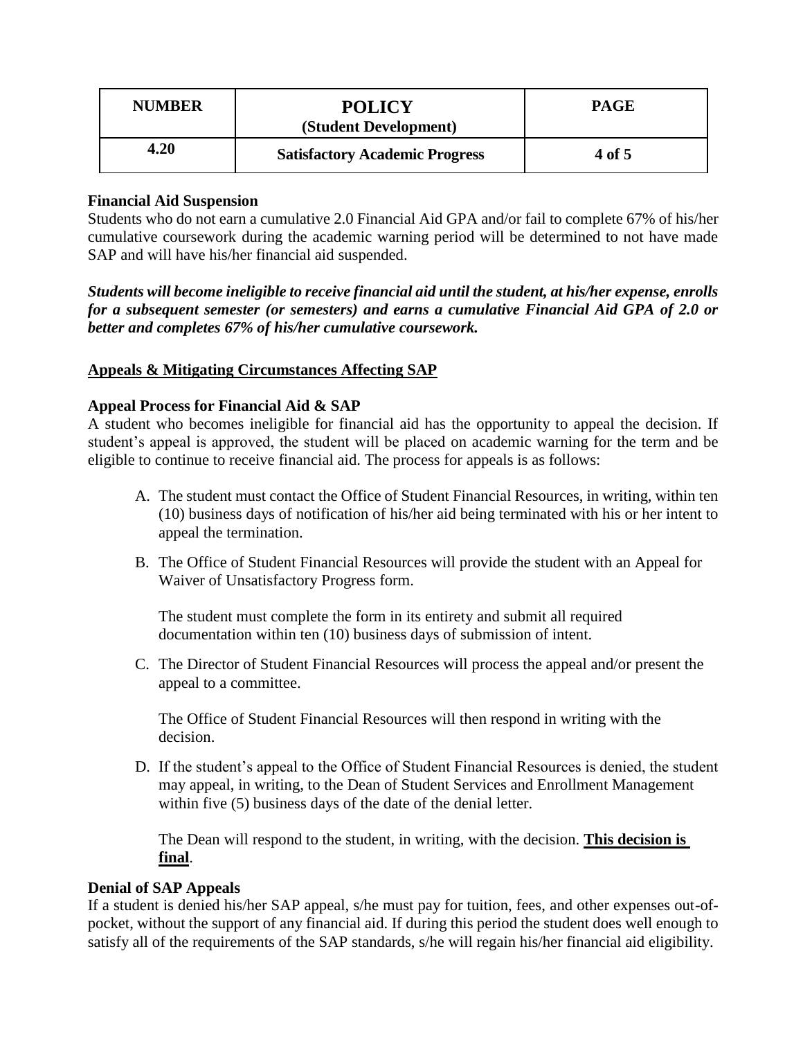**Financial Aid Suspension**

Students who do not earn a cumulative 2.0 Financial Aid GPA and/or fail to complete 67% of his/her cumulative coursework during the academic warning period will be determined to not have made SAP and will have his/her financial aid suspended.

***Students will become ineligible to receive financial aid until the student, at his/her expense, enrolls for a subsequent semester (or semesters) and earns a cumulative Financial Aid GPA of 2.0 or better and completes 67% of his/her cumulative coursework.***

**Appeals & Mitigating Circumstances Affecting SAP**

**Appeal Process for Financial Aid & SAP**

A student who becomes ineligible for financial aid has the opportunity to appeal the decision. If student's appeal is approved, the student will be placed on academic warning for the term and be eligible to continue to receive financial aid. The process for appeals is as follows:

A. The student must contact the Office of Student Financial Resources, in writing, within ten (10) business days of notification of his/her aid being terminated with his or her intent to appeal the termination.

B. The Office of Student Financial Resources will provide the student with an Appeal for Waiver of Unsatisfactory Progress form.

   The student must complete the form in its entirety and submit all required documentation within ten (10) business days of submission of intent.

C. The Director of Student Financial Resources will process the appeal and/or present the appeal to a committee.

   The Office of Student Financial Resources will then respond in writing with the decision.

D. If the student's appeal to the Office of Student Financial Resources is denied, the student may appeal, in writing, to the Dean of Student Services and Enrollment Management within five (5) business days of the date of the denial letter.

   The Dean will respond to the student, in writing, with the decision. **This decision is final**.

**Denial of SAP Appeals**

If a student is denied his/her SAP appeal, s/he must pay for tuition, fees, and other expenses out-of-pocket, without the support of any financial aid. If during this period the student does well enough to satisfy all of the requirements of the SAP standards, s/he will regain his/her financial aid eligibility.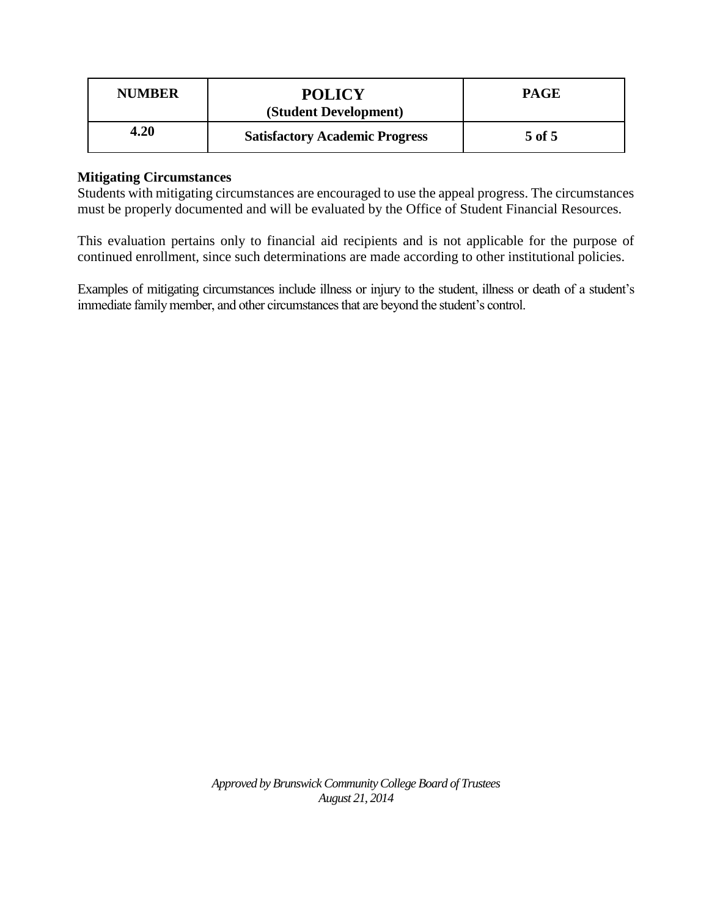**Mitigating Circumstances**
Students with mitigating circumstances are encouraged to use the appeal progress. The circumstances must be properly documented and will be evaluated by the Office of Student Financial Resources.

This evaluation pertains only to financial aid recipients and is not applicable for the purpose of continued enrollment, since such determinations are made according to other institutional policies.

Examples of mitigating circumstances include illness or injury to the student, illness or death of a student's immediate family member, and other circumstances that are beyond the student's control.

*Approved by Brunswick Community College Board of Trustees*
*August 21, 2014*